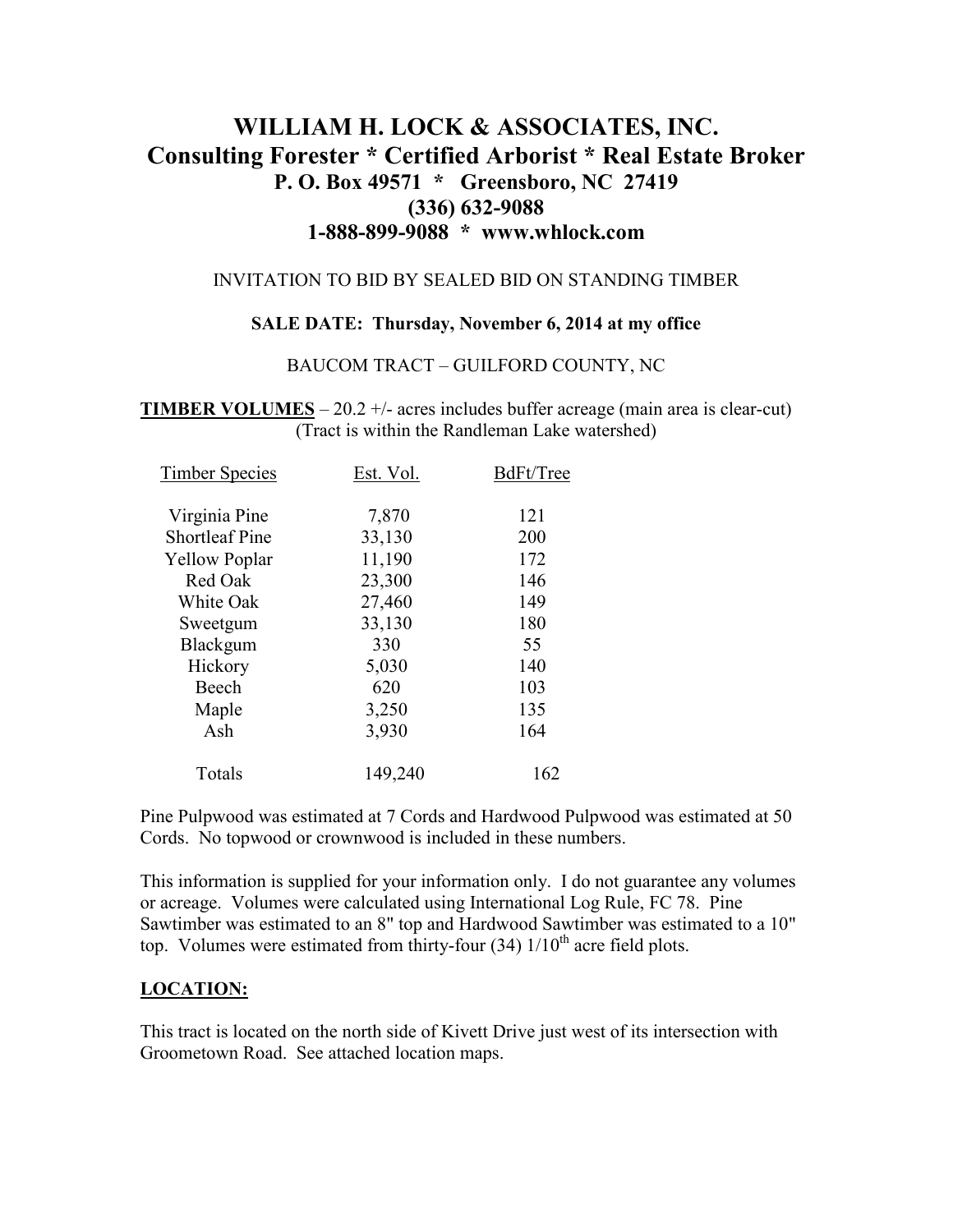# WILLIAM H. LOCK & ASSOCIATES, INC.
## Consulting Forester * Certified Arborist * Real Estate Broker
### P. O. Box 49571 * Greensboro, NC 27419
### (336) 632-9088
### 1-888-899-9088 * www.whlock.com

INVITATION TO BID BY SEALED BID ON STANDING TIMBER

**SALE DATE: Thursday, November 6, 2014 at my office**

BAUCOM TRACT – GUILFORD COUNTY, NC

**TIMBER VOLUMES** – 20.2 +/- acres includes buffer acreage (main area is clear-cut)
(Tract is within the Randleman Lake watershed)

| Timber Species | Est. Vol. | BdFt/Tree |
|---|---|---|
| Virginia Pine | 7,870 | 121 |
| Shortleaf Pine | 33,130 | 200 |
| Yellow Poplar | 11,190 | 172 |
| Red Oak | 23,300 | 146 |
| White Oak | 27,460 | 149 |
| Sweetgum | 33,130 | 180 |
| Blackgum | 330 | 55 |
| Hickory | 5,030 | 140 |
| Beech | 620 | 103 |
| Maple | 3,250 | 135 |
| Ash | 3,930 | 164 |
| Totals | 149,240 | 162 |

Pine Pulpwood was estimated at 7 Cords and Hardwood Pulpwood was estimated at 50 Cords. No topwood or crownwood is included in these numbers.

This information is supplied for your information only. I do not guarantee any volumes or acreage. Volumes were calculated using International Log Rule, FC 78. Pine Sawtimber was estimated to an 8" top and Hardwood Sawtimber was estimated to a 10" top. Volumes were estimated from thirty-four (34) 1/10th acre field plots.

## LOCATION:

This tract is located on the north side of Kivett Drive just west of its intersection with Groometown Road. See attached location maps.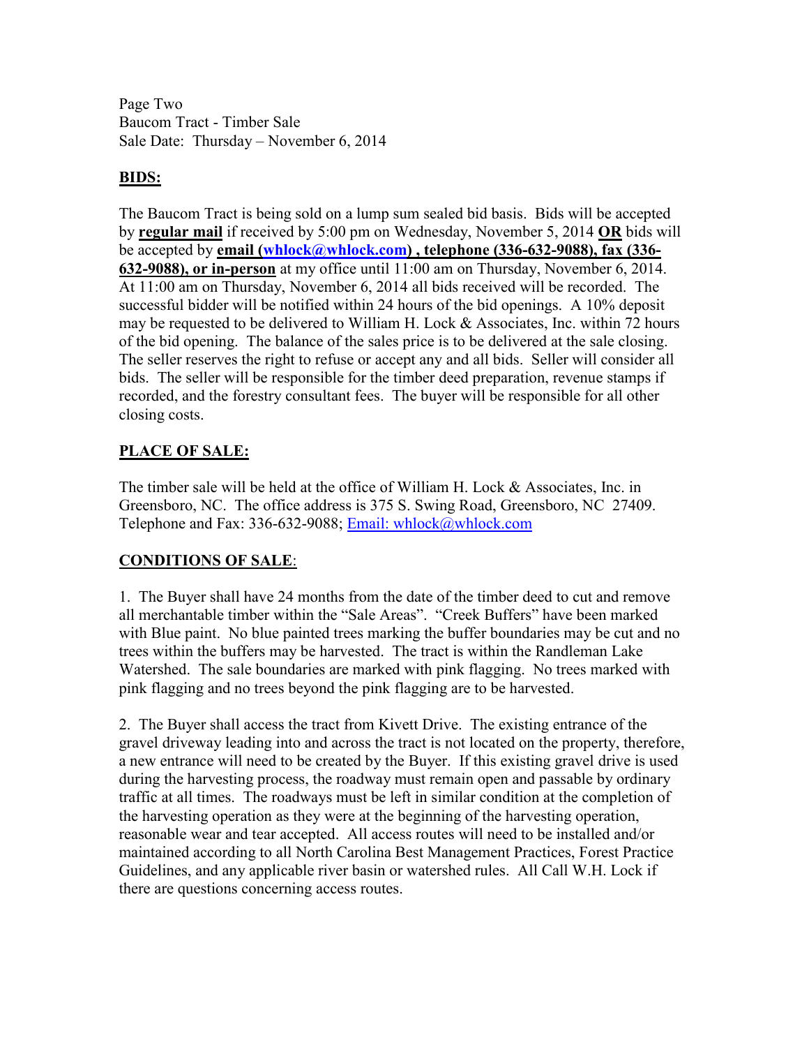Page Two
Baucom Tract - Timber Sale
Sale Date: Thursday – November 6, 2014

## BIDS:

The Baucom Tract is being sold on a lump sum sealed bid basis. Bids will be accepted by **regular mail** if received by 5:00 pm on Wednesday, November 5, 2014 **OR** bids will be accepted by **email (whlock@whlock.com) , telephone (336-632-9088), fax (336-632-9088), or in-person** at my office until 11:00 am on Thursday, November 6, 2014. At 11:00 am on Thursday, November 6, 2014 all bids received will be recorded. The successful bidder will be notified within 24 hours of the bid openings. A 10% deposit may be requested to be delivered to William H. Lock & Associates, Inc. within 72 hours of the bid opening. The balance of the sales price is to be delivered at the sale closing. The seller reserves the right to refuse or accept any and all bids. Seller will consider all bids. The seller will be responsible for the timber deed preparation, revenue stamps if recorded, and the forestry consultant fees. The buyer will be responsible for all other closing costs.

## PLACE OF SALE:

The timber sale will be held at the office of William H. Lock & Associates, Inc. in Greensboro, NC. The office address is 375 S. Swing Road, Greensboro, NC 27409. Telephone and Fax: 336-632-9088; Email: whlock@whlock.com

## CONDITIONS OF SALE:

1. The Buyer shall have 24 months from the date of the timber deed to cut and remove all merchantable timber within the "Sale Areas". "Creek Buffers" have been marked with Blue paint. No blue painted trees marking the buffer boundaries may be cut and no trees within the buffers may be harvested. The tract is within the Randleman Lake Watershed. The sale boundaries are marked with pink flagging. No trees marked with pink flagging and no trees beyond the pink flagging are to be harvested.

2. The Buyer shall access the tract from Kivett Drive. The existing entrance of the gravel driveway leading into and across the tract is not located on the property, therefore, a new entrance will need to be created by the Buyer. If this existing gravel drive is used during the harvesting process, the roadway must remain open and passable by ordinary traffic at all times. The roadways must be left in similar condition at the completion of the harvesting operation as they were at the beginning of the harvesting operation, reasonable wear and tear accepted. All access routes will need to be installed and/or maintained according to all North Carolina Best Management Practices, Forest Practice Guidelines, and any applicable river basin or watershed rules. All Call W.H. Lock if there are questions concerning access routes.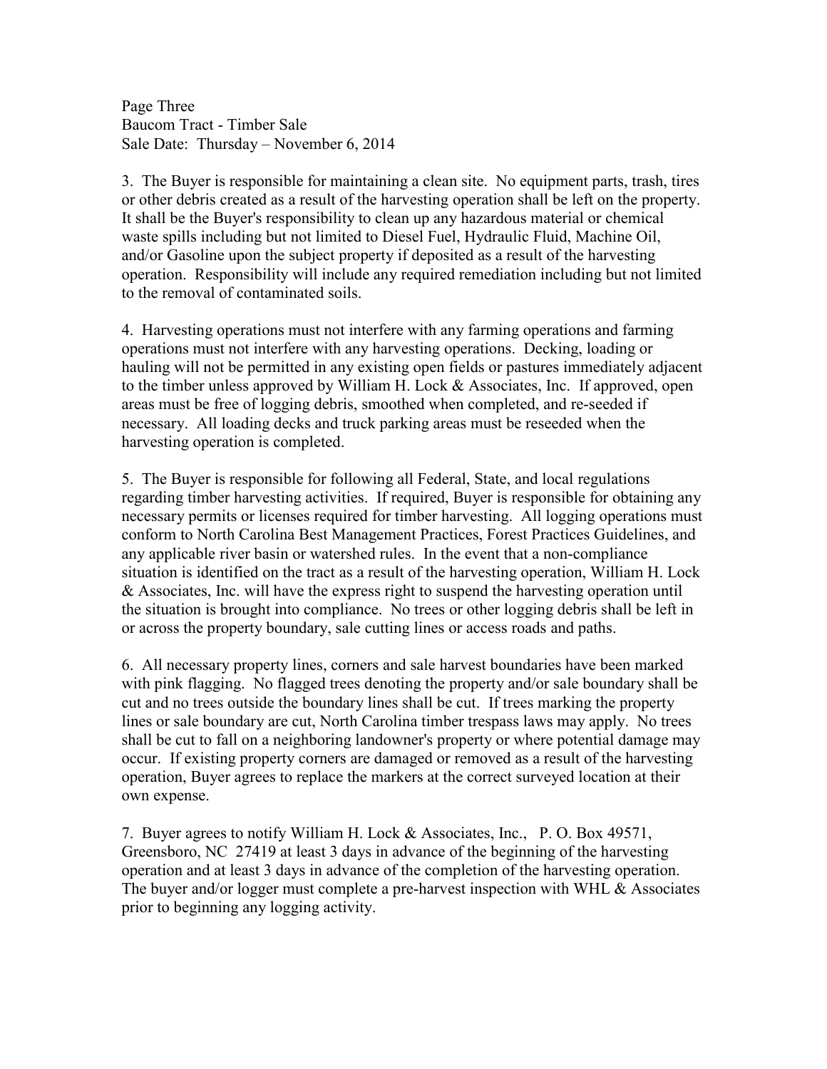3. The Buyer is responsible for maintaining a clean site. No equipment parts, trash, tires or other debris created as a result of the harvesting operation shall be left on the property. It shall be the Buyer's responsibility to clean up any hazardous material or chemical waste spills including but not limited to Diesel Fuel, Hydraulic Fluid, Machine Oil, and/or Gasoline upon the subject property if deposited as a result of the harvesting operation. Responsibility will include any required remediation including but not limited to the removal of contaminated soils.

4. Harvesting operations must not interfere with any farming operations and farming operations must not interfere with any harvesting operations. Decking, loading or hauling will not be permitted in any existing open fields or pastures immediately adjacent to the timber unless approved by William H. Lock & Associates, Inc. If approved, open areas must be free of logging debris, smoothed when completed, and re-seeded if necessary. All loading decks and truck parking areas must be reseeded when the harvesting operation is completed.

5. The Buyer is responsible for following all Federal, State, and local regulations regarding timber harvesting activities. If required, Buyer is responsible for obtaining any necessary permits or licenses required for timber harvesting. All logging operations must conform to North Carolina Best Management Practices, Forest Practices Guidelines, and any applicable river basin or watershed rules. In the event that a non-compliance situation is identified on the tract as a result of the harvesting operation, William H. Lock & Associates, Inc. will have the express right to suspend the harvesting operation until the situation is brought into compliance. No trees or other logging debris shall be left in or across the property boundary, sale cutting lines or access roads and paths.

6. All necessary property lines, corners and sale harvest boundaries have been marked with pink flagging. No flagged trees denoting the property and/or sale boundary shall be cut and no trees outside the boundary lines shall be cut. If trees marking the property lines or sale boundary are cut, North Carolina timber trespass laws may apply. No trees shall be cut to fall on a neighboring landowner's property or where potential damage may occur. If existing property corners are damaged or removed as a result of the harvesting operation, Buyer agrees to replace the markers at the correct surveyed location at their own expense.

7. Buyer agrees to notify William H. Lock & Associates, Inc., P. O. Box 49571, Greensboro, NC 27419 at least 3 days in advance of the beginning of the harvesting operation and at least 3 days in advance of the completion of the harvesting operation. The buyer and/or logger must complete a pre-harvest inspection with WHL & Associates prior to beginning any logging activity.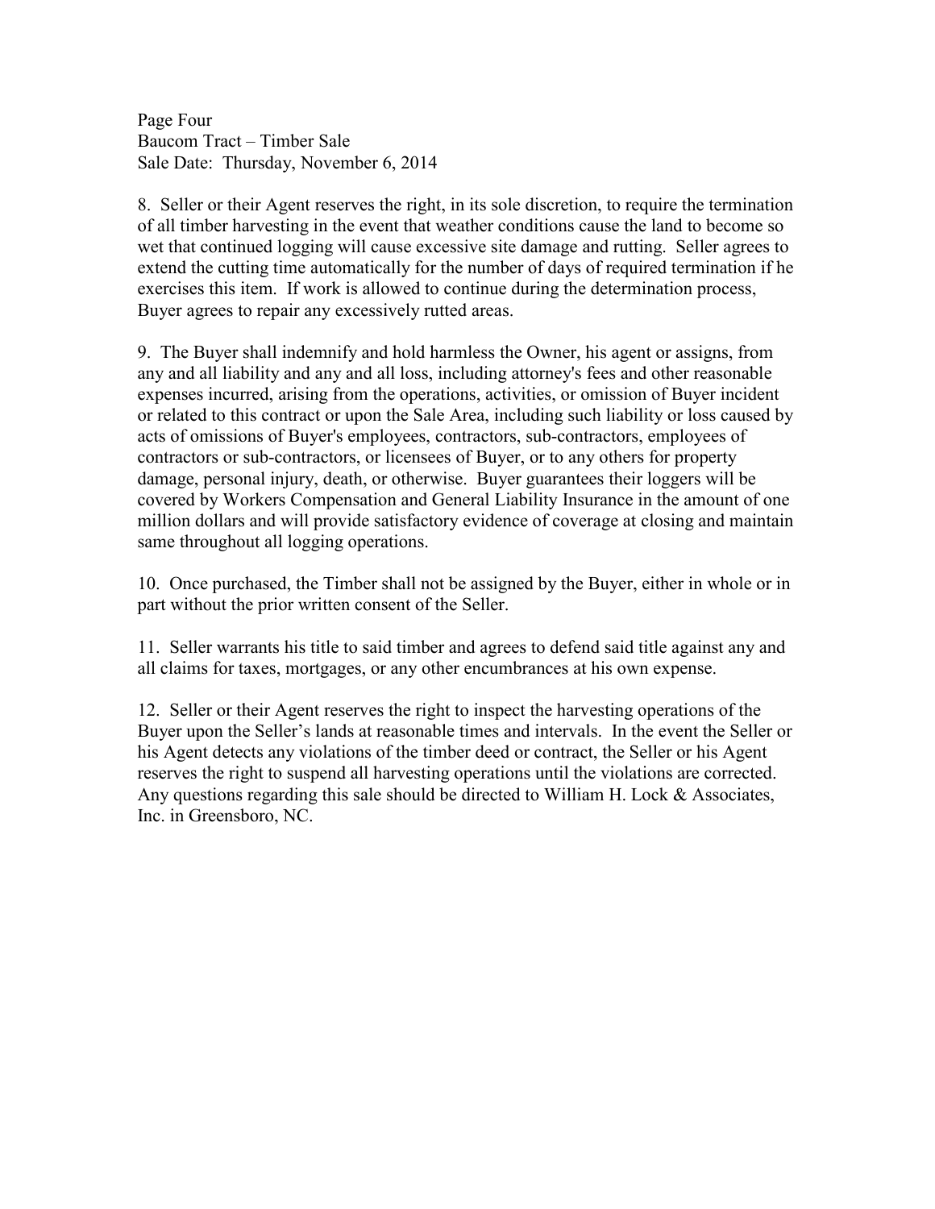8. Seller or their Agent reserves the right, in its sole discretion, to require the termination of all timber harvesting in the event that weather conditions cause the land to become so wet that continued logging will cause excessive site damage and rutting. Seller agrees to extend the cutting time automatically for the number of days of required termination if he exercises this item. If work is allowed to continue during the determination process, Buyer agrees to repair any excessively rutted areas.

9. The Buyer shall indemnify and hold harmless the Owner, his agent or assigns, from any and all liability and any and all loss, including attorney's fees and other reasonable expenses incurred, arising from the operations, activities, or omission of Buyer incident or related to this contract or upon the Sale Area, including such liability or loss caused by acts of omissions of Buyer's employees, contractors, sub-contractors, employees of contractors or sub-contractors, or licensees of Buyer, or to any others for property damage, personal injury, death, or otherwise. Buyer guarantees their loggers will be covered by Workers Compensation and General Liability Insurance in the amount of one million dollars and will provide satisfactory evidence of coverage at closing and maintain same throughout all logging operations.

10. Once purchased, the Timber shall not be assigned by the Buyer, either in whole or in part without the prior written consent of the Seller.

11. Seller warrants his title to said timber and agrees to defend said title against any and all claims for taxes, mortgages, or any other encumbrances at his own expense.

12. Seller or their Agent reserves the right to inspect the harvesting operations of the Buyer upon the Seller's lands at reasonable times and intervals. In the event the Seller or his Agent detects any violations of the timber deed or contract, the Seller or his Agent reserves the right to suspend all harvesting operations until the violations are corrected. Any questions regarding this sale should be directed to William H. Lock & Associates, Inc. in Greensboro, NC.